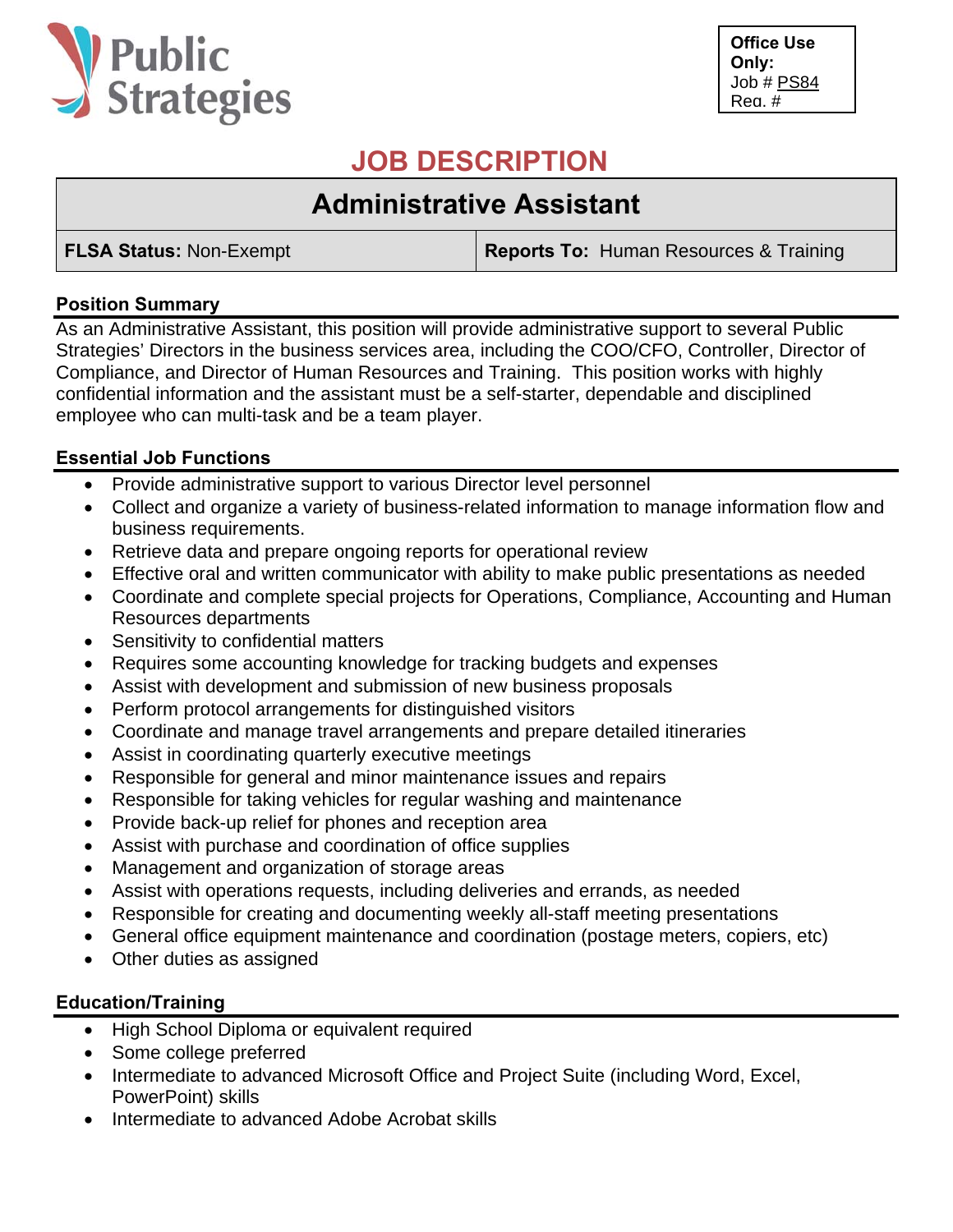Public Strategies

**Office Use Only:**
Job # PS84
Req. #

# JOB DESCRIPTION

## Administrative Assistant

| **FLSA Status:** Non-Exempt | **Reports To:** Human Resources & Training |
|---|---|

### Position Summary

As an Administrative Assistant, this position will provide administrative support to several Public Strategies' Directors in the business services area, including the COO/CFO, Controller, Director of Compliance, and Director of Human Resources and Training. This position works with highly confidential information and the assistant must be a self-starter, dependable and disciplined employee who can multi-task and be a team player.

### Essential Job Functions

- Provide administrative support to various Director level personnel
- Collect and organize a variety of business-related information to manage information flow and business requirements.
- Retrieve data and prepare ongoing reports for operational review
- Effective oral and written communicator with ability to make public presentations as needed
- Coordinate and complete special projects for Operations, Compliance, Accounting and Human Resources departments
- Sensitivity to confidential matters
- Requires some accounting knowledge for tracking budgets and expenses
- Assist with development and submission of new business proposals
- Perform protocol arrangements for distinguished visitors
- Coordinate and manage travel arrangements and prepare detailed itineraries
- Assist in coordinating quarterly executive meetings
- Responsible for general and minor maintenance issues and repairs
- Responsible for taking vehicles for regular washing and maintenance
- Provide back-up relief for phones and reception area
- Assist with purchase and coordination of office supplies
- Management and organization of storage areas
- Assist with operations requests, including deliveries and errands, as needed
- Responsible for creating and documenting weekly all-staff meeting presentations
- General office equipment maintenance and coordination (postage meters, copiers, etc)
- Other duties as assigned

### Education/Training

- High School Diploma or equivalent required
- Some college preferred
- Intermediate to advanced Microsoft Office and Project Suite (including Word, Excel, PowerPoint) skills
- Intermediate to advanced Adobe Acrobat skills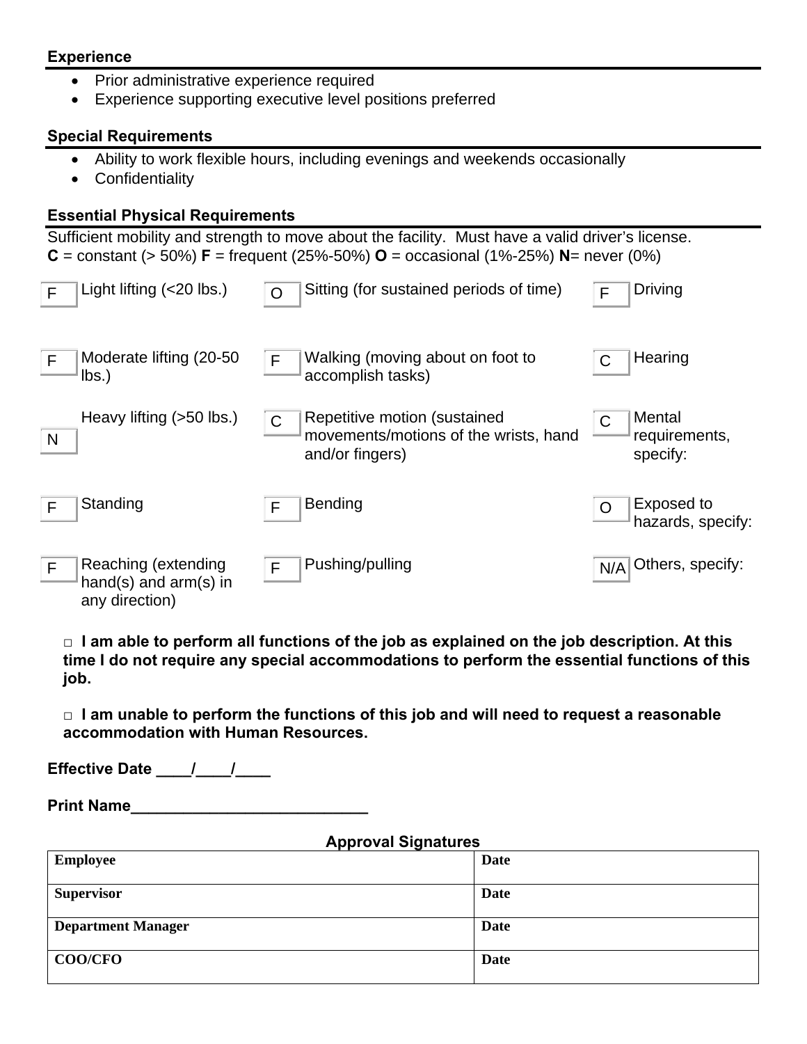**Experience**

- Prior administrative experience required
- Experience supporting executive level positions preferred

**Special Requirements**

- Ability to work flexible hours, including evenings and weekends occasionally
- Confidentiality

**Essential Physical Requirements**

Sufficient mobility and strength to move about the facility. Must have a valid driver's license.
**C** = constant (> 50%) **F** = frequent (25%-50%) **O** = occasional (1%-25%) **N**= never (0%)

| | | | | | |
|---|---|---|---|---|---|
| F | Light lifting (<20 lbs.) | O | Sitting (for sustained periods of time) | F | Driving |
| F | Moderate lifting (20-50 lbs.) | F | Walking (moving about on foot to accomplish tasks) | C | Hearing |
| N | Heavy lifting (>50 lbs.) | C | Repetitive motion (sustained movements/motions of the wrists, hand and/or fingers) | C | Mental requirements, specify: |
| F | Standing | F | Bending | O | Exposed to hazards, specify: |
| F | Reaching (extending hand(s) and arm(s) in any direction) | F | Pushing/pulling | N/A | Others, specify: |

□ **I am able to perform all functions of the job as explained on the job description. At this time I do not require any special accommodations to perform the essential functions of this job.**

□ **I am unable to perform the functions of this job and will need to request a reasonable accommodation with Human Resources.**

**Effective Date \_\_\_\_/\_\_\_\_/\_\_\_\_**

**Print Name\_\_\_\_\_\_\_\_\_\_\_\_\_\_\_\_\_\_\_\_\_\_\_\_\_\_\_**

**Approval Signatures**

| | |
|---|---|
| **Employee** | **Date** |
| **Supervisor** | **Date** |
| **Department Manager** | **Date** |
| **COO/CFO** | **Date** |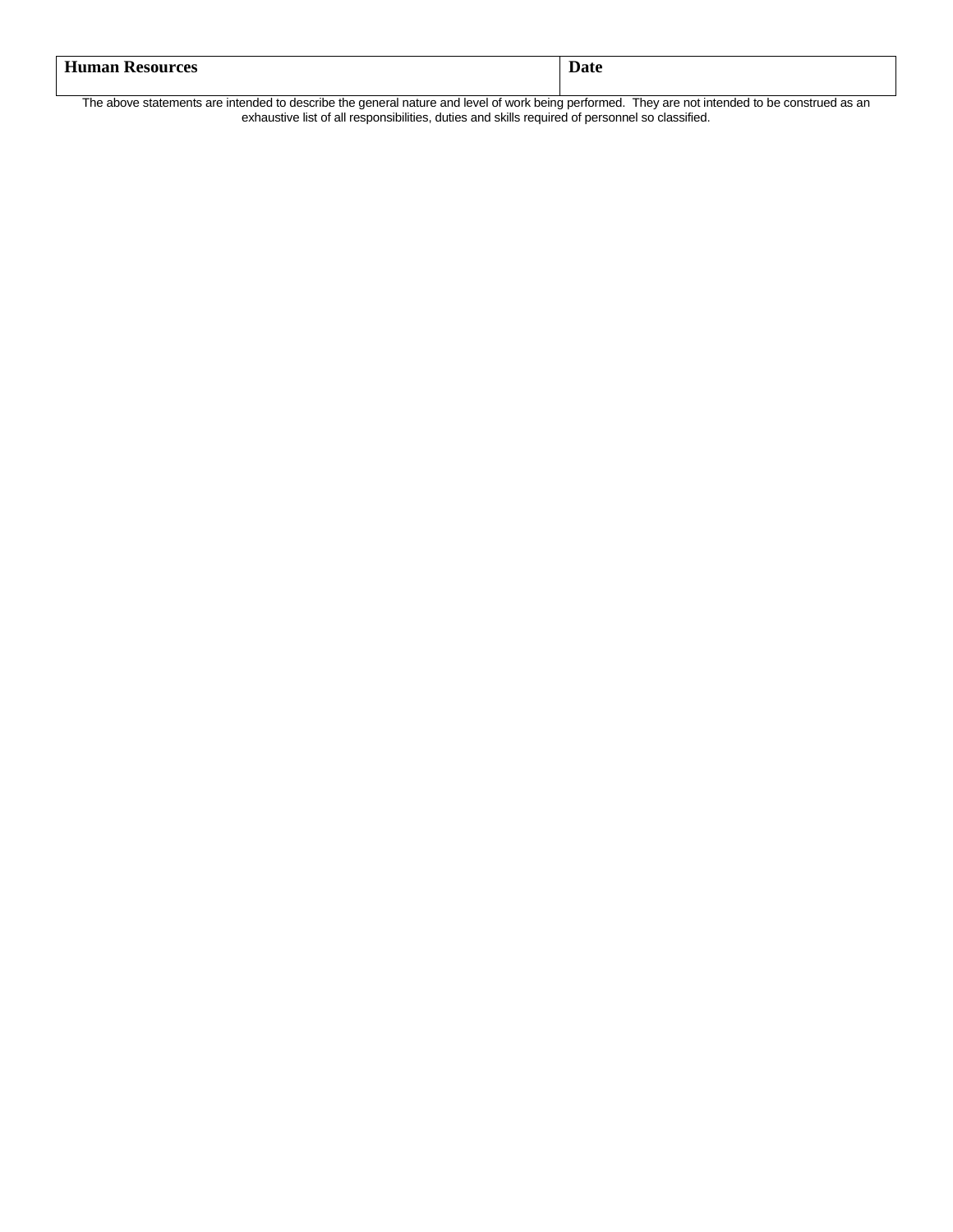| **Human Resources** | **Date** |
|---|---|
| | |

The above statements are intended to describe the general nature and level of work being performed. They are not intended to be construed as an exhaustive list of all responsibilities, duties and skills required of personnel so classified.